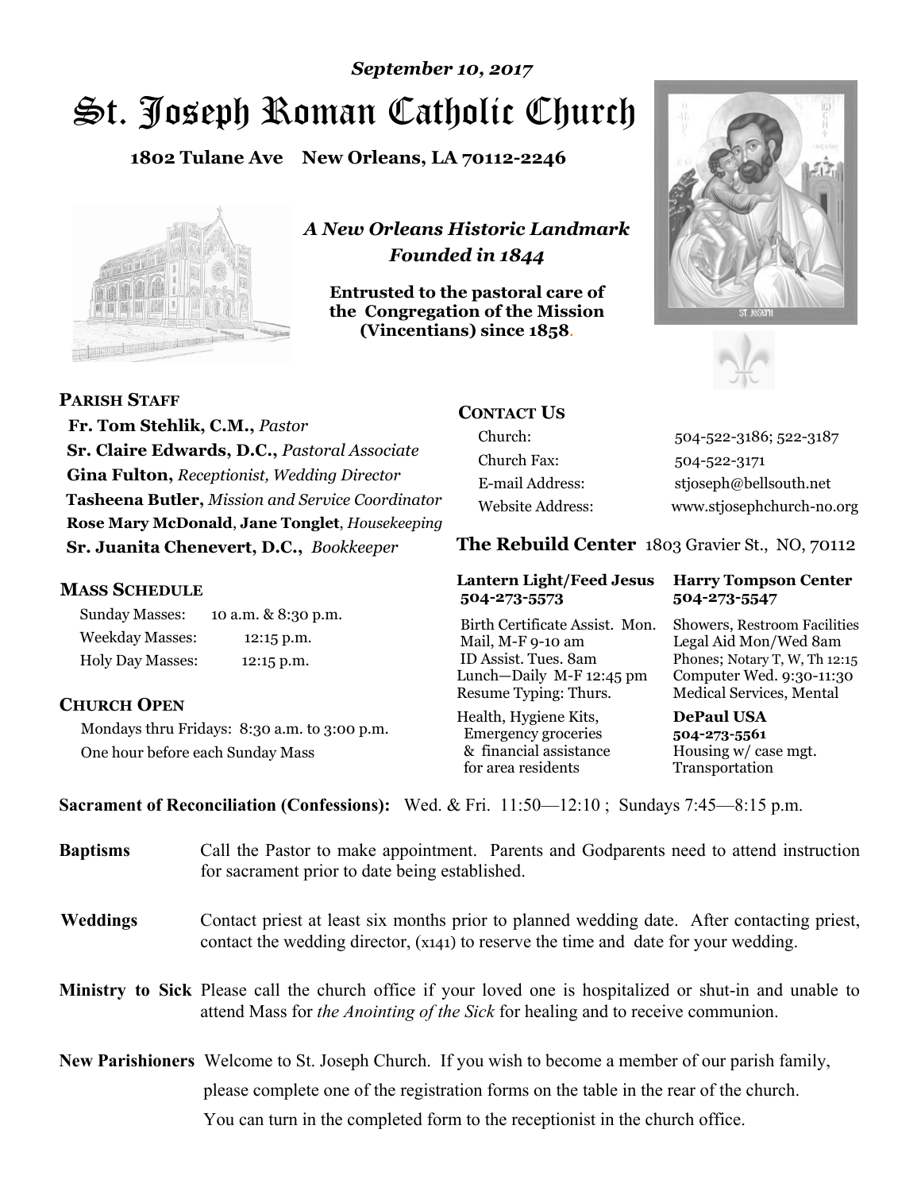*September 10, 2017*

# St. Joseph Roman Catholic Church

**1802 Tulane Ave New Orleans, LA 70112-2246**

*A New Orleans Historic Landmark*
*Founded in 1844*

**Entrusted to the pastoral care of the Congregation of the Mission (Vincentians) since 1858.**

## PARISH STAFF

**Fr. Tom Stehlik, C.M.,** *Pastor*
**Sr. Claire Edwards, D.C.,** *Pastoral Associate*
**Gina Fulton,** *Receptionist, Wedding Director*
**Tasheena Butler,** *Mission and Service Coordinator*
**Rose Mary McDonald**, **Jane Tonglet**, *Housekeeping*
**Sr. Juanita Chenevert, D.C.,** *Bookkeeper*

## MASS SCHEDULE

| | |
|---|---|
| Sunday Masses: | 10 a.m. & 8:30 p.m. |
| Weekday Masses: | 12:15 p.m. |
| Holy Day Masses: | 12:15 p.m. |

## CHURCH OPEN

Mondays thru Fridays: 8:30 a.m. to 3:00 p.m.
One hour before each Sunday Mass

## CONTACT US

| | |
|---|---|
| Church: | 504-522-3186; 522-3187 |
| Church Fax: | 504-522-3171 |
| E-mail Address: | stjoseph@bellsouth.net |
| Website Address: | www.stjosephchurch-no.org |

## The Rebuild Center 1803 Gravier St., NO, 70112

**Lantern Light/Feed Jesus 504-273-5573**

Birth Certificate Assist. Mon.
Mail, M-F 9-10 am
ID Assist. Tues. 8am
Lunch—Daily M-F 12:45 pm
Resume Typing: Thurs.
Health, Hygiene Kits, Emergency groceries & financial assistance for area residents

**Harry Tompson Center 504-273-5547**

Showers, Restroom Facilities
Legal Aid Mon/Wed 8am
Phones; Notary T, W, Th 12:15
Computer Wed. 9:30-11:30
Medical Services, Mental

**DePaul USA 504-273-5561**

Housing w/ case mgt.
Transportation

**Sacrament of Reconciliation (Confessions):** Wed. & Fri. 11:50—12:10 ; Sundays 7:45—8:15 p.m.

**Baptisms** Call the Pastor to make appointment. Parents and Godparents need to attend instruction for sacrament prior to date being established.

**Weddings** Contact priest at least six months prior to planned wedding date. After contacting priest, contact the wedding director, (x141) to reserve the time and date for your wedding.

**Ministry to Sick** Please call the church office if your loved one is hospitalized or shut-in and unable to attend Mass for *the Anointing of the Sick* for healing and to receive communion.

**New Parishioners** Welcome to St. Joseph Church. If you wish to become a member of our parish family, please complete one of the registration forms on the table in the rear of the church. You can turn in the completed form to the receptionist in the church office.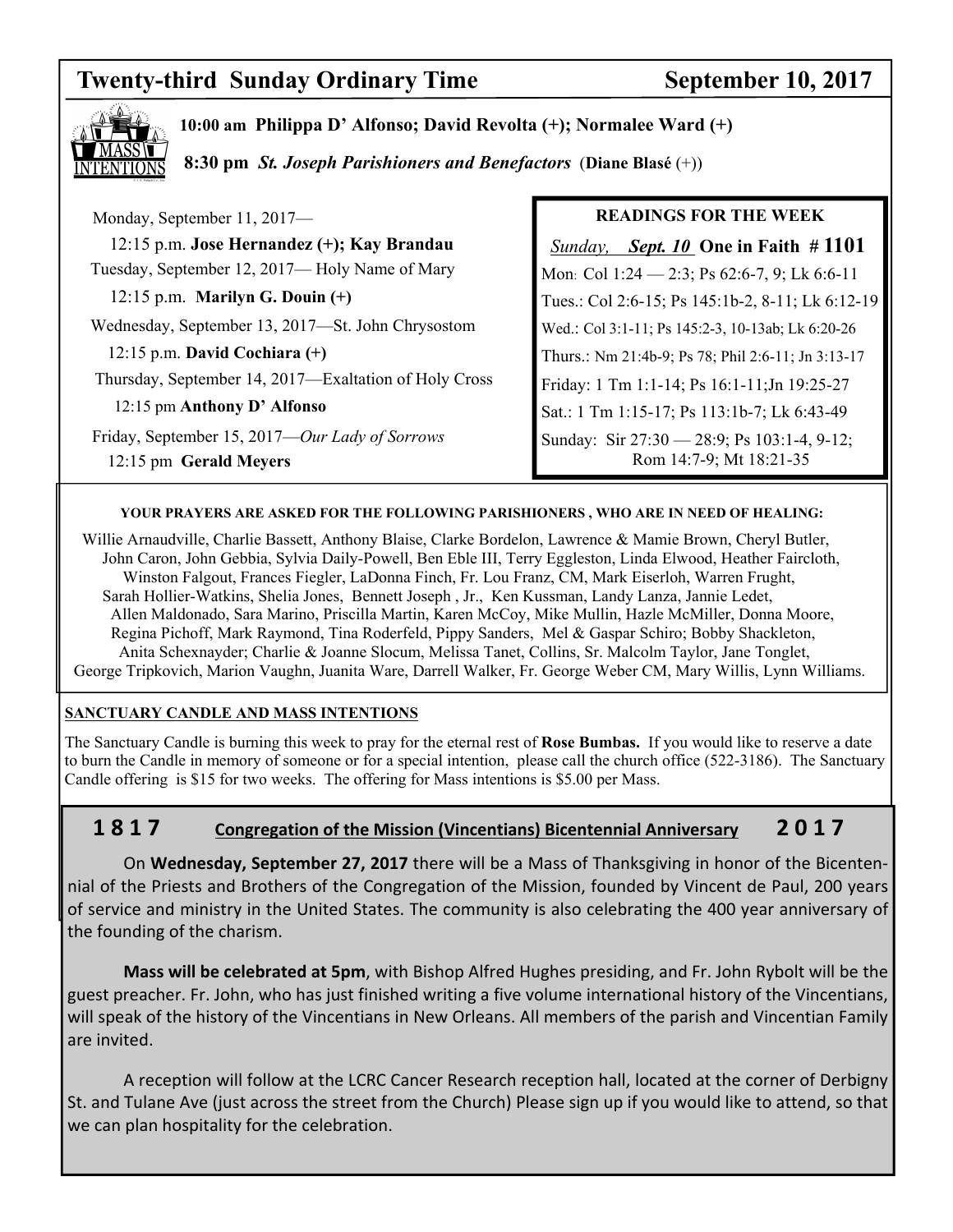# Twenty-third Sunday Ordinary Time — September 10, 2017

## MASS INTENTIONS

**10:00 am Philippa D' Alfonso; David Revolta (+); Normalee Ward (+)**

**8:30 pm** ***St. Joseph Parishioners and Benefactors*** (**Diane Blasé** (+))

Monday, September 11, 2017—
12:15 p.m. **Jose Hernandez (+); Kay Brandau**

Tuesday, September 12, 2017— Holy Name of Mary
12:15 p.m. **Marilyn G. Douin (+)**

Wednesday, September 13, 2017—St. John Chrysostom
12:15 p.m. **David Cochiara (+)**

Thursday, September 14, 2017—Exaltation of Holy Cross
12:15 pm **Anthony D' Alfonso**

Friday, September 15, 2017—*Our Lady of Sorrows*
12:15 pm **Gerald Meyers**

## READINGS FOR THE WEEK

*Sunday,* ***Sept. 10*** **One in Faith # 1101**

Mon: Col 1:24 — 2:3; Ps 62:6-7, 9; Lk 6:6-11

Tues.: Col 2:6-15; Ps 145:1b-2, 8-11; Lk 6:12-19

Wed.: Col 3:1-11; Ps 145:2-3, 10-13ab; Lk 6:20-26

Thurs.: Nm 21:4b-9; Ps 78; Phil 2:6-11; Jn 3:13-17

Friday: 1 Tm 1:1-14; Ps 16:1-11;Jn 19:25-27

Sat.: 1 Tm 1:15-17; Ps 113:1b-7; Lk 6:43-49

Sunday: Sir 27:30 — 28:9; Ps 103:1-4, 9-12; Rom 14:7-9; Mt 18:21-35

**YOUR PRAYERS ARE ASKED FOR THE FOLLOWING PARISHIONERS , WHO ARE IN NEED OF HEALING:**

Willie Arnaudville, Charlie Bassett, Anthony Blaise, Clarke Bordelon, Lawrence & Mamie Brown, Cheryl Butler, John Caron, John Gebbia, Sylvia Daily-Powell, Ben Eble III, Terry Eggleston, Linda Elwood, Heather Faircloth, Winston Falgout, Frances Fiegler, LaDonna Finch, Fr. Lou Franz, CM, Mark Eiserloh, Warren Frught, Sarah Hollier-Watkins, Shelia Jones, Bennett Joseph , Jr., Ken Kussman, Landy Lanza, Jannie Ledet, Allen Maldonado, Sara Marino, Priscilla Martin, Karen McCoy, Mike Mullin, Hazle McMiller, Donna Moore, Regina Pichoff, Mark Raymond, Tina Roderfeld, Pippy Sanders, Mel & Gaspar Schiro; Bobby Shackleton, Anita Schexnayder; Charlie & Joanne Slocum, Melissa Tanet, Collins, Sr. Malcolm Taylor, Jane Tonglet, George Tripkovich, Marion Vaughn, Juanita Ware, Darrell Walker, Fr. George Weber CM, Mary Willis, Lynn Williams.

**SANCTUARY CANDLE AND MASS INTENTIONS**

The Sanctuary Candle is burning this week to pray for the eternal rest of **Rose Bumbas.** If you would like to reserve a date to burn the Candle in memory of someone or for a special intention, please call the church office (522-3186). The Sanctuary Candle offering is $15 for two weeks. The offering for Mass intentions is $5.00 per Mass.

## 1817 Congregation of the Mission (Vincentians) Bicentennial Anniversary 2017

On **Wednesday, September 27, 2017** there will be a Mass of Thanksgiving in honor of the Bicentennial of the Priests and Brothers of the Congregation of the Mission, founded by Vincent de Paul, 200 years of service and ministry in the United States. The community is also celebrating the 400 year anniversary of the founding of the charism.

**Mass will be celebrated at 5pm**, with Bishop Alfred Hughes presiding, and Fr. John Rybolt will be the guest preacher. Fr. John, who has just finished writing a five volume international history of the Vincentians, will speak of the history of the Vincentians in New Orleans. All members of the parish and Vincentian Family are invited.

A reception will follow at the LCRC Cancer Research reception hall, located at the corner of Derbigny St. and Tulane Ave (just across the street from the Church) Please sign up if you would like to attend, so that we can plan hospitality for the celebration.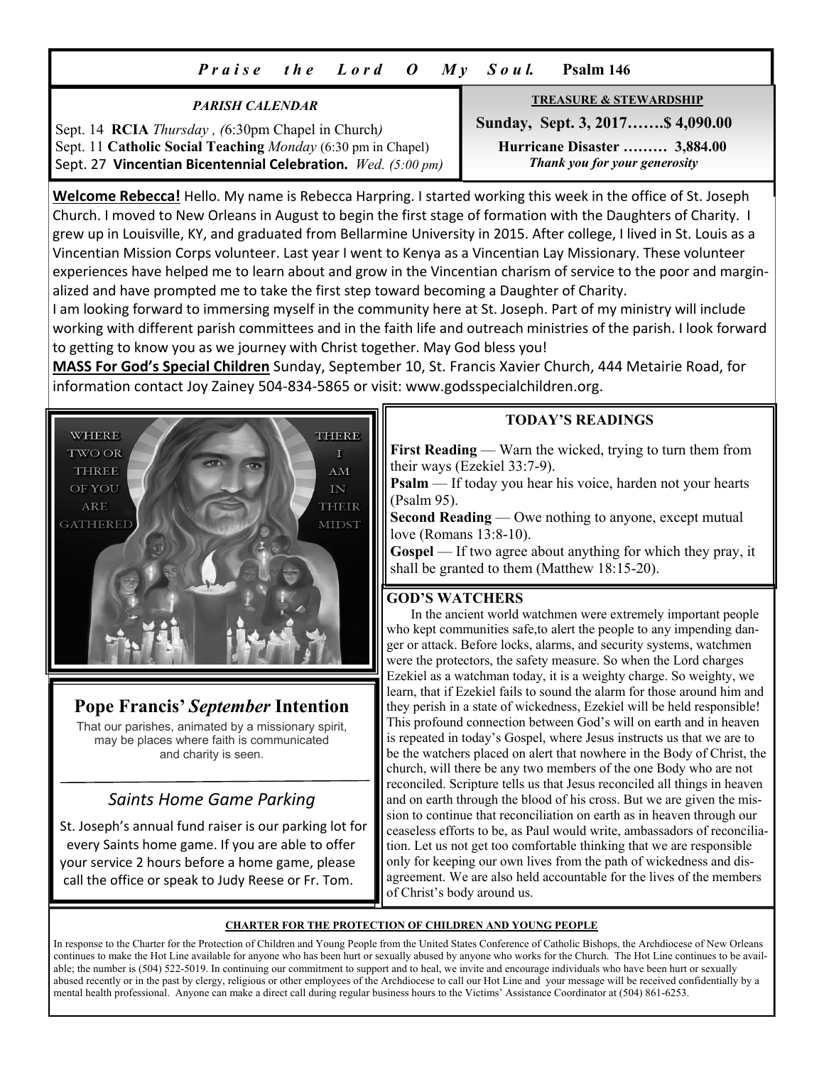*Praise the Lord O My Soul.* **Psalm 146**

### *PARISH CALENDAR*

Sept. 14 **RCIA** *Thursday , (*6:30pm Chapel in Church*)*
Sept. 11 **Catholic Social Teaching** *Monday* (6:30 pm in Chapel)
Sept. 27 **Vincentian Bicentennial Celebration.** *Wed. (5:00 pm)*

### TREASURE & STEWARDSHIP

**Sunday, Sept. 3, 2017…….$ 4,090.00**

**Hurricane Disaster ……… 3,884.00**

***Thank you for your generosity***

**Welcome Rebecca!** Hello. My name is Rebecca Harpring. I started working this week in the office of St. Joseph Church. I moved to New Orleans in August to begin the first stage of formation with the Daughters of Charity. I grew up in Louisville, KY, and graduated from Bellarmine University in 2015. After college, I lived in St. Louis as a Vincentian Mission Corps volunteer. Last year I went to Kenya as a Vincentian Lay Missionary. These volunteer experiences have helped me to learn about and grow in the Vincentian charism of service to the poor and marginalized and have prompted me to take the first step toward becoming a Daughter of Charity.
I am looking forward to immersing myself in the community here at St. Joseph. Part of my ministry will include working with different parish committees and in the faith life and outreach ministries of the parish. I look forward to getting to know you as we journey with Christ together. May God bless you!

**MASS For God's Special Children** Sunday, September 10, St. Francis Xavier Church, 444 Metairie Road, for information contact Joy Zainey 504-834-5865 or visit: www.godsspecialchildren.org.

WHERE TWO OR THREE OF YOU ARE GATHERED THERE I AM IN THEIR MIDST

## Pope Francis' *September* Intention

That our parishes, animated by a missionary spirit, may be places where faith is communicated and charity is seen.

## *Saints Home Game Parking*

St. Joseph's annual fund raiser is our parking lot for every Saints home game. If you are able to offer your service 2 hours before a home game, please call the office or speak to Judy Reese or Fr. Tom.

### TODAY'S READINGS

**First Reading** — Warn the wicked, trying to turn them from their ways (Ezekiel 33:7-9).
**Psalm** — If today you hear his voice, harden not your hearts (Psalm 95).
**Second Reading** — Owe nothing to anyone, except mutual love (Romans 13:8-10).
**Gospel** — If two agree about anything for which they pray, it shall be granted to them (Matthew 18:15-20).

### GOD'S WATCHERS

In the ancient world watchmen were extremely important people who kept communities safe,to alert the people to any impending danger or attack. Before locks, alarms, and security systems, watchmen were the protectors, the safety measure. So when the Lord charges Ezekiel as a watchman today, it is a weighty charge. So weighty, we learn, that if Ezekiel fails to sound the alarm for those around him and they perish in a state of wickedness, Ezekiel will be held responsible! This profound connection between God's will on earth and in heaven is repeated in today's Gospel, where Jesus instructs us that we are to be the watchers placed on alert that nowhere in the Body of Christ, the church, will there be any two members of the one Body who are not reconciled. Scripture tells us that Jesus reconciled all things in heaven and on earth through the blood of his cross. But we are given the mission to continue that reconciliation on earth as in heaven through our ceaseless efforts to be, as Paul would write, ambassadors of reconciliation. Let us not get too comfortable thinking that we are responsible only for keeping our own lives from the path of wickedness and disagreement. We are also held accountable for the lives of the members of Christ's body around us.

### CHARTER FOR THE PROTECTION OF CHILDREN AND YOUNG PEOPLE

In response to the Charter for the Protection of Children and Young People from the United States Conference of Catholic Bishops, the Archdiocese of New Orleans continues to make the Hot Line available for anyone who has been hurt or sexually abused by anyone who works for the Church. The Hot Line continues to be available; the number is (504) 522-5019. In continuing our commitment to support and to heal, we invite and encourage individuals who have been hurt or sexually abused recently or in the past by clergy, religious or other employees of the Archdiocese to call our Hot Line and your message will be received confidentially by a mental health professional. Anyone can make a direct call during regular business hours to the Victims' Assistance Coordinator at (504) 861-6253.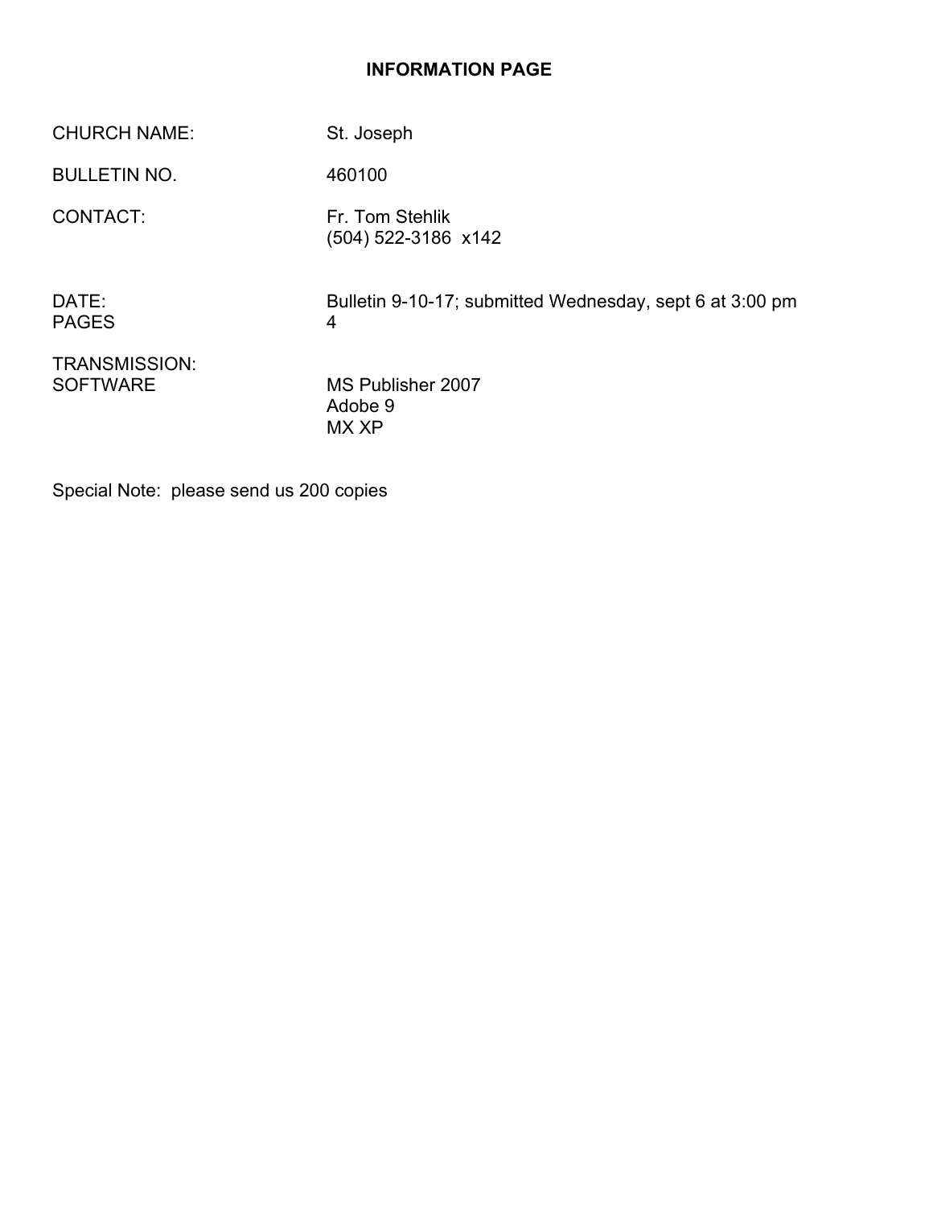# INFORMATION PAGE

| | |
|---|---|
| CHURCH NAME: | St. Joseph |
| BULLETIN NO. | 460100 |
| CONTACT: | Fr. Tom Stehlik<br>(504) 522-3186 x142 |
| DATE: | Bulletin 9-10-17; submitted Wednesday, sept 6 at 3:00 pm |
| PAGES | 4 |
| TRANSMISSION: | |
| SOFTWARE | MS Publisher 2007<br>Adobe 9<br>MX XP |

Special Note: please send us 200 copies